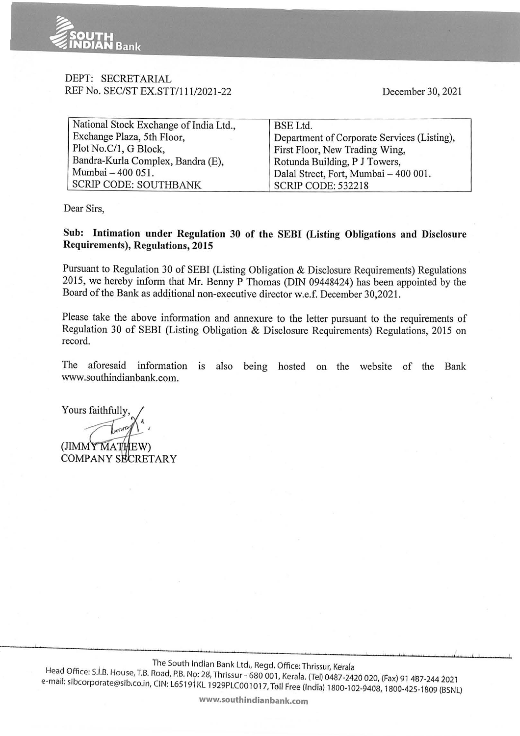DEPT: SECRETARIAL
REF No. SEC/ST EX.STT/111/2021-22

December 30, 2021

| National Stock Exchange of India Ltd., Exchange Plaza, 5th Floor, Plot No.C/1, G Block, Bandra-Kurla Complex, Bandra (E), Mumbai – 400 051. SCRIP CODE: SOUTHBANK | BSE Ltd. Department of Corporate Services (Listing), First Floor, New Trading Wing, Rotunda Building, P J Towers, Dalal Street, Fort, Mumbai – 400 001. SCRIP CODE: 532218 |
|---|---|

Dear Sirs,

**Sub: Intimation under Regulation 30 of the SEBI (Listing Obligations and Disclosure Requirements), Regulations, 2015**

Pursuant to Regulation 30 of SEBI (Listing Obligation & Disclosure Requirements) Regulations 2015, we hereby inform that Mr. Benny P Thomas (DIN 09448424) has been appointed by the Board of the Bank as additional non-executive director w.e.f. December 30,2021.

Please take the above information and annexure to the letter pursuant to the requirements of Regulation 30 of SEBI (Listing Obligation & Disclosure Requirements) Regulations, 2015 on record.

The aforesaid information is also being hosted on the website of the Bank www.southindianbank.com.

Yours faithfully,

(JIMMY MATHEW)
COMPANY SECRETARY

The South Indian Bank Ltd., Regd. Office: Thrissur, Kerala
Head Office: S.I.B. House, T.B. Road, P.B. No: 28, Thrissur - 680 001, Kerala. (Tel) 0487-2420 020, (Fax) 91 487-244 2021
e-mail: sibcorporate@sib.co.in, CIN: L65191KL1929PLC001017, Toll Free (India) 1800-102-9408, 1800-425-1809 (BSNL)
www.southindianbank.com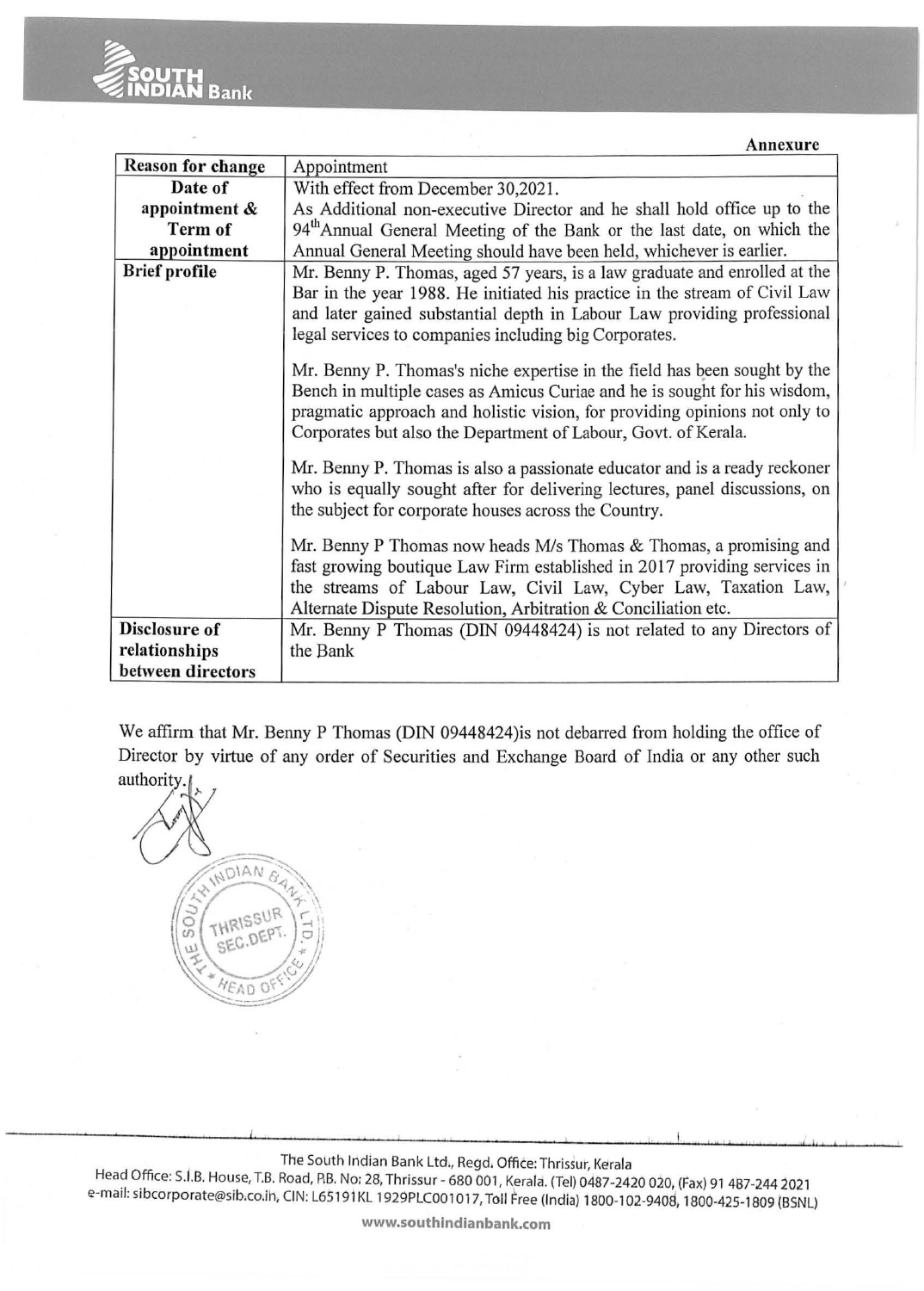**Annexure**

| | |
|---|---|
| **Reason for change** | Appointment |
| **Date of appointment & Term of appointment** | With effect from December 30,2021. As Additional non-executive Director and he shall hold office up to the 94th Annual General Meeting of the Bank or the last date, on which the Annual General Meeting should have been held, whichever is earlier. |
| **Brief profile** | Mr. Benny P. Thomas, aged 57 years, is a law graduate and enrolled at the Bar in the year 1988. He initiated his practice in the stream of Civil Law and later gained substantial depth in Labour Law providing professional legal services to companies including big Corporates.<br><br>Mr. Benny P. Thomas's niche expertise in the field has been sought by the Bench in multiple cases as Amicus Curiae and he is sought for his wisdom, pragmatic approach and holistic vision, for providing opinions not only to Corporates but also the Department of Labour, Govt. of Kerala.<br><br>Mr. Benny P. Thomas is also a passionate educator and is a ready reckoner who is equally sought after for delivering lectures, panel discussions, on the subject for corporate houses across the Country.<br><br>Mr. Benny P Thomas now heads M/s Thomas & Thomas, a promising and fast growing boutique Law Firm established in 2017 providing services in the streams of Labour Law, Civil Law, Cyber Law, Taxation Law, Alternate Dispute Resolution, Arbitration & Conciliation etc. |
| **Disclosure of relationships between directors** | Mr. Benny P Thomas (DIN 09448424) is not related to any Directors of the Bank |

We affirm that Mr. Benny P Thomas (DIN 09448424)is not debarred from holding the office of Director by virtue of any order of Securities and Exchange Board of India or any other such authority.

THE SOUTH INDIAN BANK LTD. THRISSUR SEC.DEPT. HEAD OFFICE

The South Indian Bank Ltd., Regd. Office: Thrissur, Kerala
Head Office: S.I.B. House, T.B. Road, P.B. No: 28, Thrissur - 680 001, Kerala. (Tel) 0487-2420 020, (Fax) 91 487-244 2021
e-mail: sibcorporate@sib.co.in, CIN: L65191KL1929PLC001017, Toll Free (India) 1800-102-9408, 1800-425-1809 (BSNL)

www.southindianbank.com